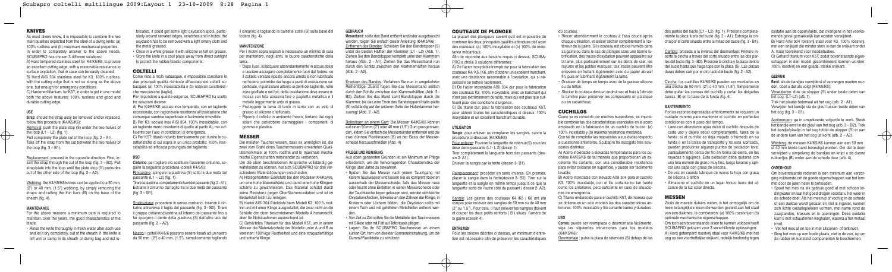## KNIVES

As most divers know, it is impossible to combine the two main qualities expected from the steel of a diving knife: (a) 100% rustless and (b) maximum mechanical properties. In order to completely answer to the above needs, SCUBAPRO has chosen 3 different solutions:

A) Hard tempered stainless steel for K4/K5/K6, to provide an excellent cutting edge, with a reasonable resistance to surface oxydation, that in case can be easily cleaned.

B) Hard AISI 304 stainless steel for K3, 100% rustless, with the cutting edge that is not so strong as the above one, but enough for emergency conditions.

C) Hardened titanium, for K5T, in order to get in one model both the above characteristics: 100% rustless and good and durable cutting edge.

### USE

**Strap:** should the strap assy be removed and/or replaced, follow this procedure (K4/K5/K6):

Removal: push the plate stop (S) under the two halves of the loop (L1 – L2) (fig. 1).

Pull completely the plate out of the loop (fig. 2 – A1). Take off the strap from the cut between the two halves of the loop (fig. 3 – B1).

Replacement: proceed in the opposite direction. First, insert the strap through the out of the loop (fig. 3 – B2). Pull strap/plate into the loop until the plate stop (S) protrudes out of the other side of the loop (fig. 2 – A2).

Webbing: the K4/K5/K6 knives can be applied to a 50 mm. (2") or 40 mm. (1.5") webbing, by simply removing the straps and cutting the thin bars (B) on the base of the sheath (fig. 4).

### MAINTENANCE

For the above reasons a minimum care is required to maintain, over the years, the good characteristics of the blade.

- Rinse the knife thoroughly in fresh water after each use and let it dry completely, out of the sheath: if the knife is left wet or damp in its sheath or diving bag and not lubricated, it could get some light oxydation spots, particularly around serrated edges, scratches and in holes: the oxydation has to be removed with a light emery cloth and the metal greased.
- Once in a while grease it with silicone or teflon grease.
- Store the knife in a cool place away from direct sunlight to protect the rubber/plastic components.

## COLTELLI

Come noto a molti subacquei, è impossibile conciliare le due principali qualità richieste all'acciaio dei coltelli subacquei: (a) 100% inossidabilità e (b) notevoli caratteristiche meccaniche (taglio).

Per rispondere a queste esigenze, SCUBAPRO ha scelto tre soluzioni diverse:

A) Per K4/K5/K6: acciaio inox temperato, con un tagliente eccezionale, con ragionevole resistenza all'ossidazione che comunque sarebbe superficiale e facilmente rimovibile.

B) Per K3: acciaio inox AISI 304, 100% inossidabile, con un tagliente meno resistente di quello ai punti A), ma sufficiente per l'uso in condizioni di emergenza.

C) Per K5T: titanio indurito termicamente per riunire le caratteristiche di cui sopra in un unico prodotto: 100% inossidabilità ed efficacia prolungata del tagliente.

### USO

**Cinturino:** per togliere e/o sostituire l'assieme cinturino, seguire la seguente procedura (coltelli K4/5/6):

Rimozione: spingere la piastrina (S) sotto le due metà del passante (L1 – L2) (fig. 1).

Tirare la piastrina completamente fuori del passante (fig. 2 - A1). Estrarre il cinturino dal taglio tra le due metà del passante (fig. 3 – B1).

Sostituzione: procedere in senso contrario. Inserire il cinturino attraverso il taglio del passante (fig. 3 - B2). Tirare il gruppo cinturino/piastrina all'interno del passante fino a far sporgere il dente della piastrina (S) dall'altro lato del passante (fig. 2 – A2).

Nastro: i coltelli K4/5/6 possono essere fissati ad un nastro da 50 mm. (2") o 40 mm. (1.5"), semplicemente togliendo il cinturino e tagliando le barrette sottili (B) sulla base del fodero (fig. 4).

### MANUTENZIONE

Per i motivi sopra esposti è necessario un minimo di cura per mantenere, negli anni, le buone caratteristiche della lama.

- Dopo l'uso, sciacquare abbondantemente in acqua dolce e lasciare asciugare completamente fuori dal fodero: se il coltello venisse riposto ancora umido e non lubrificato nel fodero, potrebbe dar luogo a punti di ossidazione superficiale, in particolare attorno ai denti del seghetto, nelle zone graffiate e nei fori; della ossidazione deve essere rimossa con tela abrasiva fine o paglietta metallica e il metallo leggermente unto di grasso.
- Proteggere la lama di tanto in tanto con un velo di grasso al silicone o teflonato.
- Riporre il coltello in ambiente fresco, lontano dai raggi solari che potrebbero danneggiare i componenti di gomma e plastica.

## MESSER

Die meisten Taucher wissen, dass es unmöglich ist, die zwei vom Stahl eines Tauchermessers erwarteten Qualitätsmerkmale: a) 100% rostfrei und b) maximal mechanische Eigenschaften miteinander zu verbinden.

Um die oben beschriebenen Ansprüche vollständig gewährleisten zu können, hat sich SCUBAPRO für drei verschiedene Materiallösungen entschieden:

A) Hitzegehärteter Edelstahl bei den Modellen K4/K5/K6, um eine hohe Materialhärte und damit eine hohe Klingenschärfe zu gewährleisten. Das Material schützt durch seine Resistenz gegen Oberflächenoxidation und ist im Bedarfsfall leicht zu reinigen.

B) Harter AISI 304 Edelstahl beim Modell K3, 100 % rostfrei und mit einer Klinge ausgestattet, die zwar nicht an die Schärfe der oben beschriebenen Modelle A heranreicht, aber für Notsituationen ausreichend ist.

C) Gehärtetes Titanium für das Modell K5T, um in einem Messer die Materialvorteile der Modelle unter A und B zu vereinen: 100%ige Rostfreiheit und eine strapazierfähige und scharfe Klinge.

### GEBRAUCH

**Messerband:** sollte das Band entfernt und/oder ausgetauscht werden, folgen Sie einfach dieser Anleitung (K4/K5/K6):

Entfernen des Bandes: Schieben Sie den Bandstopper (S) unter die beiden Hälften der Klammer (L1 - L2) (Abb. 1). Ziehen Sie den Bandstopper komplett unter den Klammern heraus (Abb. 2 - A1). Ziehen Sie das Messerband nun durch den Schlitz zwischen den Klammerhälften heraus (Abb. 2 - A2).

Ersetzen des Bandes: Verfahren Sie nun in umgekehrter Reihenfolge. Zuerst fügen Sie das Messerband seitlich durch den Schlitz zwischen den Klammerhälften (Abb. 3 - B2). Ziehen Sie das Band samt Bandstopper durch die Klammer, bis das eine Ende des Bandstoppers/Halte-platte (S) vollständig auf der anderen Seite der Halteklammer herausragt (Abb. 2 - A2).

Befestigen an einem Gurt: Die Messer K4/K5/K6 können auf einen 50 mm (2") oder 40 mm (1.5") Gurt gezogen werden, indem Sie einfach die Messerbänder entfernen und die zwei dünnen Plastikmasen (B) an der Basis der Messerscheide herausschneiden (Abb. 4).

### PFLEGE UND REINIGUNG

Aus oben genannten Gründen ist ein Minimum an Pflege erforderlich, um die hervorragenden Charakteristika der Klinge über Jahre zu bewahren.

- Spülen Sie das Messer nach jedem Tauchgang mit klarem Süsswasser und lassen Sie es komplett trocknen ausserhalb der Messerscheide: falls das Messer nass oder feucht ohne Einfetten in seiner Messerscheide oder der Tauchtasche liegen gelassen wird, werden sich leichte Oxydationsflecken, teilweise an den Zähnen der Klinge, in Kratzern oder Löchern bilden.: die Oxydation sollte mit einem Tuch und mit gefettetem Metallteilen entfernt werden.
- Von Zeit zu Zeit sollten Sie die Metallteile des Tauchmessers mit Silikon oder mit Fett auf Teflonbasis pflegen.
- Lagern Sie Ihr SCUBAPRO Tauchmesser an einem kühlen Ort, fern von direkter Sonneneinstrahlung, um die Gummi/Plastikteile zu schützen

## COUTEAUX DE PLONGEE

La plupart des plongeurs savent qu'il est impossible de combiner les deux principales qualités attendues de l'acier des couteaux: (a) 100% inoxydable et (b) 100% de résistance mécanique.

Afin de répondre aux besoins requis ci dessus, SCUBA-PRO a choisi 3 solutions différentes:

A) De l'acier inoxydable trempé dur pour la fabrication des couteaux K4/ K5 / K6, afin d'obtenir un excellent tranchant, avec une résistance raisonnable à l'oxydation, qui si nécessaire se nettoie facilement.

B) De l'acier inoxydable AISI 304 dur pour la fabrication des couteaux K3, 100% inoxydable, avec un tranchant qui n'est pas extrêmement durable, mais qui est plus que suffisant pour des conditions d'urgence.

C) Du titane dur, pour la fabrication des couteaux K5T, pour obtenir toutes les caractéristiques ci dessus: 100% inoxydable et un excellent tranchant durable.

### UTILISATION

**Sangle:** pour enlever ou remplacer les sangles, suivre la procédure ci-dessous (K4/K5/K6):

Pour enlever: Pousser la languette de retenue(S) sous les deux demi-passants (L1- L2)(dessin 1).

Tirer complètement la languette hors des passants (dessin 2- A1).

Enlever la sangle par la fente (dessin 3- B1).

Remplacement: procéder en sens inverse. En premier, placer la sangle dans la fente(dessin 3- B2). Tirer sur la languette et la sangle en même temps jusqu'à ce que la languette sorte de l'autre côté du passant ( dessin 2- A2).

Sangle: Les gaines des couteaux K4 /K5 / K6 ont été conçus pour recevoir des sangles de 50 mm ou de 40 mm (2" ou 1.5"). Pour cela, il faut enlever les sangles doivent et couper les deux petits renforts ( B ) situés l'arrière de la gaine (dessin 4).

### ENTRETIEN

Pour les raisons décrites ci dessus, un minimum d'entretien est nécessaire afin de préserver les caractéristiques du couteau.

- Rincer abondamment le couteau à l'eau douce après chaque utilisation, et laisser sécher complètement à l'extérieur de la gaine. Si le couteau est stocké humide dans sa gaine ou dans le sac de plongée sans une bonne lubrification, des traces d'oxydation peuvent apparaître sur la lame, plus particulièrement sur les dents de scie, les rayures et les petites marques: ces traces peuvent être enlevées en frottant légèrement avec du papier abrasif fin, puis en lubrifiant légèrement la lame.
- Graisser de temps en temps avec de la graisse silicone ou du téflon.
- Stocker le couteau dans un endroit sec et frais à l'abri de la lumière pour préserver les composants en plastique ou en caoutchouc.

## CUCHILLOS

Como ya es conocido por muchos buceadores, es imposible combinar las dos características esenciales en el acero empleado en la fabricación de un cuchillo de buceo: (a) 100% inoxidable y (b) máxima resistencia mecánica.

Con tal de completar las respuestas a sus dudas respecto a cuestiones anteriores, Scubapro ha escogido tres soluciones distintas:

A) Acero inoxidable a elevadas temperaturas para los cuchillos K4/K5/K6 de tal manera que proporcionan un excelente filo cortante, con una considerable resistencia para evitar oxidarse en superficie, y puede ser fácilmente lavable.

B) Acero inoxidable con elevado AISI 304 para el cuchillo K3, 100% inoxidable, con el filo cortante no tan fuerte como los anteriores, pero suficiente en caso de situaciones de emergencia.

C) Titanio endurecido para el cuchillo K5T, de manera que se obtiene en un solo modelo las dos características anteriores: 100% inoxidable y filo cortante bueno y duradero.

### USO

**Correa:** puede ser reemplaza o desmontada fácilmente, siga las siguientes intrucciones para los modelos (K4/K5/K6):

Desmontaje : pulse la placa de retención (S) debajo de las dos partes del bucle (L1 – L2) (fig. 1). Presione completamente la placa fuera del bucle (fig. 2 – A1). Extraiga la cincha por el corte situado entre la mitad del bucle (fig. 3 - B1).

Cambio: proceda a la inversa del desmontaje: Primero inserte la cincha a través del corte situado entre las dos partes del bucle (fig. 3 - B2). Presione la cincha y la placa dentro del bucle hasta que haga tope con la placa (S). Las placas duras deben salir por el otro lado del bucle (fig. 2 - A2).

Cincha: los cuchillos K4/K5/K6 pueden ser montados en una cincha de 50 mm. (2") o 40 mm. (1.5"). Simplemente debe quitar las correas del cuchillo y cortar las delgadas barras (B) en la base de la funda (fig. 4).

### MANTENIMIENTO

Por las razones expresadas anteriormente se requiere un cuidado mínimo para mantener el cuchillo en perfectas condiciones con el paso del tiempo.

- Lave con abundante agua dulce el cuchillo después de cada uso y déjelo secar completamente, fuera de la funda: si el cuchillo se deja mojado o húmedo en su funda o en la bolsa de transporte y no está lubricado, pueden producirse algunos puntos de oxidación leve, particularmente cerca del filo en forma de sierra, en las rayadas o agujeros. Esta oxidación debe quitarse con una tela esmeril de grano muy fino, luego lavarse y aplicar una capa con grasa de silicona.
- De vez en cuando lubrique de nuevo la hoja con grasa de silicona o teflón.
- Almacene el cuchillo en un lugar fresco fuera del alcance de la luz solar directa.

## MESSEN

Zoals de meeste duikers weten, is het onmogelijk om de twee belangrijkste eisen die worden gesteld aan het staal van een duikmes, te combineren: (a) 100% roestvrij en (b) optimale mechanische eigenschappen.

Om toch aan bovenstaande eisen te kunnen voldoen heeft SCUBAPRO gekozen voor 3 verschillende oplossingen:

A) Hard getemperd roestvrij staal voor K4/K5/K6 met het oog op een voortreffelijke snijkant, redelijk bestendig tegen oxidatie aan de oppervlakte, dat overigens in het voorkomende geval gemakkelijk kan worden verwijderd.

B) Hard AISI 304 roestvrij staal voor K3, 100% roestvrij, met een snijkant die minder sterk is dan de snijkant onder A, maar toereikend voor noodsituaties.

C) Gehard titanium voor K5T, zodat bovenstaande eigenschappen in één model gecombineerd kunnen worden: 100% roestvrij en een goede, sterke snijkant.

### GEBRUIK

**Band:** als de bandjes verwijderd of vervangen moeten worden, doet u dat als volgt (K4/K5/K6):

Verwijderen: duw de stopper (S) onder beide delen van het oog (L1-L2) (afb.1).

Trek het plaatje helemaal uit het oog (afb. 2 - A1).

Verwijder het bandje via de gleuf tussen beide delen van het oog (fig. 3 – B1).

Aanbrengen: ga in omgekeerde volgorde te werk. Steek het bandje eerst in de gleuf van het oog (afb. 3 – B2). Trek het bandje/plaatje in het oog totdat de stopper (S) er aan de andere kant van het oog uit komt (afb. 2 – A2).

Webbing: de messen K4/K5/K6 kunnen aan een 50 mm of 40 mm brede band bevestigd worden. Om dat te doen verwijdert u simpelweg de bandjes en knipt u de dunne rubbertjes (B) onder aan de schede door (afb. 4).

### ONDERHOUD

Om bovenstaande redenen is een minimum aan verzorging voldoende om de goede eigenschappen van het lemmet door de jaren heen te behouden.

- Spoel het mes na elk gebruik goed af met schoon leidingwater en laat het goed drogen voordat u het weer in de schede doet. Als het mes nat of vochtig in de schede of een duiktas wordt gedaan en niet is ingevet, kunnen zich lichte oxidatieplekken vormen, met name rond de zaagtanden, krassen en in openingen. Deze oxidatie kunt u met schuurlinnen weghalen, waarna u het metaal invet.
- Vet het mes af en toe in met siliconen- of teflonvet.
- Berg het mes op een koele plaats, niet in de zon, op om de rubber en kunststof componenten te beschermen.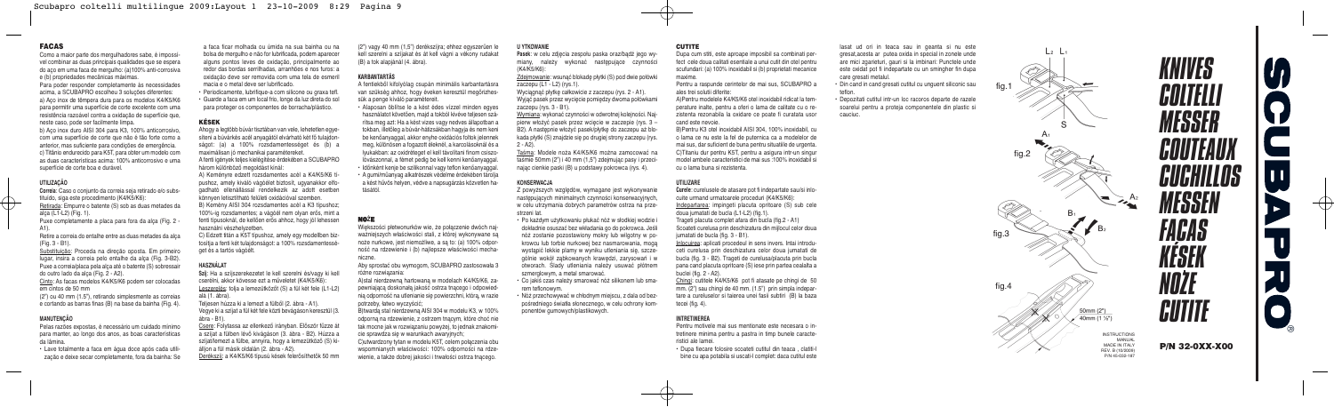## FACAS

Como a maior parte dos mergulhadores sabe, é impossível combinar as duas principais qualidades que se espera do aço em uma faca de mergulho: (a)100% anti-corrosiva e (b) propriedades mecânicas máximas.

Para poder responder completamente às necessidades acima, a SCUBAPRO escolheu 3 soluções diferentes:

a) Aço inox de têmpera dura para os modelos K4/K5/K6 para permitir uma superfície de corte excelente com uma resistência razoável contra a oxidação de superfície que, neste caso, pode ser facilmente limpa.

b) Aço inox duro AISI 304 para K3, 100% anticorrosivo, com uma superfície de corte que não é tão forte como a anterior, mas é suficiente para condições de emergência.

c) Titânio endurecido para K5T, para obter um modelo com as duas características acima: 100% anticorrosivo e uma superfície de corte boa e durável.

### UTILIZAÇÃO

**Correia**: Caso o conjunto da correia seja retirado e/o substituído, siga este procedimento (K4/K5/K6):

Retirada: Empurre o batente (S) sob as duas metades da alça (L1-L2) (Fig. 1).

Puxe completamente a placa para fora da alça (Fig. 2 - A1).

Retire a correia do entalhe entre as duas metades da alça (Fig. 3 - B1).

Substituição: Proceda na direção oposta. Em primeiro lugar, insira a correia pelo entalhe da alça (Fig. 3-B2). Puxe a correia/placa pela alça até o batente (S) sobressair do outro lado da alça (Fig. 2 - A2).

Cinto: As facas modelos K4/K5/K6 podem ser colocadas em cintos de 50 mm (2") ou 40 mm (1,5"), retirando simplesmente as correias e cortando as barras finas (B) na base da bainha (Fig. 4).

### MANUTENÇÃO

Pelas razões expostas, é necessário um cuidado mínimo para manter, ao longo dos anos, as boas características da lâmina.

- Lave totalmente a faca em água doce após cada utilização e deixe secar completamente, fora da bainha: Se a faca ficar molhada ou úmida na sua bainha ou na bolsa de mergulho e não for lubrificada, podem aparecer alguns pontos leves de oxidação, principalmente ao redor das bordas serrilhadas, arranhões e nos furos: a oxidação deve ser removida com uma tela de esmeril macia e o metal deve ser lubrificado.
- Periodicamente, lubrifique-a com silicone ou graxa teflon.
- Guarde a faca em um local frio, longe da luz direta do sol para proteger os componentes de borracha/plástico.

## KÉSEK

Ahogy a legtöbb búvár tisztában van vele, lehetetlen egyesíteni a búvárkés acél anyagától elvárható két fő tulajdonságot: (a) a 100% rozsdamentességet és (b) a maximálisan jó mechanikai paramétereket.

A fenti igények teljes kielégítése érdekében a SCUBAPRO három különböző megoldást kínál:

A) Keményre edzett rozsdamentes acél a K4/K5/K6 típushoz, amely kiváló vágóélet biztosít, ugyanakkor elfogadható ellenállással rendelkezik az adott esetben könnyen letisztítható felületi oxidációval szemben.

B) Kemény AISI 304 rozsdamentes acél a K3 típushoz; 100%-ig rozsdamentes; a vágóél nem olyan erős, mint a fenti típusoknál, de kellően erős ahhoz, hogy jól lehessen használni vészhelyzetben.

C) Edzett titán a K5T típushoz, amely egy modellben biztosítja a fenti két tulajdonságot: a 100% rozsdamentességet és a tartós vágóélt.

### HASZNÁLAT

**Szíj**: Ha a szíjszerkezetet le kell szerelni és/vagy ki kell cserélni, akkor kövesse ezt a műveletet (K4/K5/K6):

Leszerelés: tolja a lemezütközőt (S) a fúl két fele (L1-L2) alá (1. ábra).

Teljesen húzza ki a lemezt a fülből (2. ábra - A1).

Vegye ki a szíjat a fül két fele közti bevágáson keresztül (3. ábra - B1).

Csere: Folytassa az ellenkező irányban. Először fűzze át a szíjat a fülben lévő kivágáson (3. ábra - B2). Húzza a szíjat/lemezt a fülbe, annyira, hogy a lemezütköző (S) kiálljon a fül másik oldalán (2. ábra - A2).

Derékszíj: a K4/K5/K6 típusú kések felerősíthetők 50 mm (2") vagy 40 mm (1,5") derékszíjra; ehhez egyszerűen le kell szerelni a szíjakat és át kell vágni a vékony rudakat (B) a tok alapjánál (4. ábra).

### KARBANTARTÁS

A fentiekből kifolyólag csupán minimális karbantartásra van szükség ahhoz, hogy éveken keresztül megőrizhesük a penge kiváló paramétereit.

- Alaposan öblítse le a kést édes vízzel minden egyes használatot követően, majd a tokból kivéve teljesen szárítsa meg azt: Ha a kést vizes vagy nedves állapotban a tokban, illetőleg a búvár-hátizsákban hagyja és nem beni be kenőanyaggal, akkor enyhe oxidációs foltok jelennek meg, különösen a fogazott éleknél, a karcolásoknál és a lyukakban: az oxidréteget el kell távolítani finom csiszolóvászonnal, a fémet pedig be kell kenni kenőanyaggal.
- Időnként kenje be szilikonnal vagy teflon kenőanyaggal.
- A gumi/műanyag alkatrészek védelme érdekében tárolja a kést hűvös helyen, védve a napsugárzás közvetlen hatásától.

## NOŻE

Większości płetwonurków wie, że połączenie dwóch najważniejszych właściwości stali, z której wykonywane są noże nurkowe, jest niemożliwe, a są to: (a) 100% odporność na rdzewienie i (b) najlepsze właściwości mechaniczne.

Aby sprostać obu wymogom, SCUBAPRO zastosowała 3 różne rozwiązania:

A)stal nierdzewną hartowaną w modelach K4/K5/K6, zapewniającą doskonałą jakość ostrza tnącego i odpowiednią odporność na utlenianie się powierzchni, którą w razie potrzeby, łatwo wyczyścić;

B)twardą stal nierdzewną AISI 304 w modelu K3, w 100% odporną na rdzewienie, z ostrzem tnącym, które choć nie tak mocne jak w rozwiązaniu powyżej, to jednak znakomicie sprawdza się w warunkach awaryjnych;

C)utwardzony tytan w modelu K5T, celem połączenia obu wspomnianych właściwości: 100% odporności na rdzewienie, a także dobrej jakości i trwałości ostrza tnącego.

### U YTKOWANIE

**Pasek**: w celu zdjęcia zespołu paska oraz/bądź jego wymiany, należy wykonać następujące czynności (K4/K5/K6):

Zdejmowanie: wsunąć blokadę płytki (S) pod dwie połówki zaczepu (L1 - L2) (rys.1).

Wyciągnąć płytkę całkowicie z zaczepu (rys. 2 - A1).

Wyjąć pasek przez wycięcie pomiędzy dwoma połówkami zaczepu (rys. 3 - B1).

Wymiana: wykonać czynności w odwrotnej kolejności. Najpierw włożyć pasek przez wcięcie w zaczepie (rys. 3 – B2). A następnie włożyć pasek/płytkę do zaczepu aż blokada płytki (S) znajdzie się po drugiej stronie zaczepu (rys. 2 - A2).

Taśma: Modele noża K4/K5/K6 można zamocować na taśmie 50mm (2") i 40 mm (1,5") zdejmując paski i przecinając cienkie paski (B) u podstawy pokrowca (rys. 4).

### KONSERWACJA

Z powyższych względów, wymagane jest wykonywanie następujących minimalnych czynności konserwacyjnych, w celu utrzymania dobrych parametrów ostrza na przestrzeni lat.

- Po każdym użytkowaniu płukać nóż w słodkiej wodzie i dokładnie osuszać bez wkładania go do pokrowca. Jeśli nóż zostanie pozostawiony mokry lub wilgotny w pokrowcu lub torbie nurkowej bez nasmarowania, mogą wystąpić lekkie plamy w wyniku utleniania się, szczególnie wokół ząbkowanych krawędzi, zarysowań i w otworach. Ślady utleniania należy usuwać płótnem szmerglowym, a metal smarować.
- Co jakiś czas należy smarować nóż silikonem lub smarem teflonowym.
- Nóż przechowywać w chłodnym miejscu, z dala od bezpośredniego światła słonecznego, w celu ochrony komponentów gumowych/plastikowych.

## CUTITE

Dupa cum stiti, este aproape imposibil sa combinati perfect cele doua calitati esentiale a unui cutit din otel pentru scufundari: (a) 100% inoxidabil si (b) proprietati mecanice maxime.

Pentru a raspunde cerintelor de mai sus, SCUBAPRO a ales trei solutii diferite:

A)Pentru modelele K4/K5/K6 otel inoxidabil ridicat la temperature inalte, pentru a oferi o lama de calitate cu o rezistenta rezonabila la oxidare ce poate fi curatata usor cand este nevoie.

B)Pentru K3 otel inoxidabil AISI 304, 100% inoxidabil, cu o lama ce nu este la fel de puternica ca a modelelor de mai sus, dar suficient de buna pentru situatiile de urgenta.

C)Titaniu dur pentru K5T, pentru a asigura intr-un singur model ambele caracteristici de mai sus :100% inoxidabil si cu o lama buna si rezistenta.

### UTILIZARE

**Curele**: curelusele de atasare pot fi indepartate sau/si inlocuite urmand urmatoarele proceduri (K4/K5/K6):

Indepartarea: impingeti placuta opritoare (S) sub cele doua jumatati de bucla (L1-L2) (fig.1).

Trageti placuta complet afara din bucla (fig.2 - A1)

Scoateti curelusa prin deschizatura din mijlocul celor doua jumatati de bucla (fig. 3 - B1).

Inlocuirea: aplicati procedeul in sens invers. Intai introduceti curelusa prin deschizatura celor doua jumatati de bucla (fig. 3 - B2). Trageti de curelusa/placuta prin bucla pana cand placuta opritoare (S) iese prin partea cealalta a buclei (fig. 2 - A2).

Chingi: cutitele K4/K5/K6 pot fi atasate pe chingi de 50 mm. (2") sau chingi de 40 mm. (1.5") prin simpla indepartare a curelusei si taierea unei fasii subtiri (B) la baza tecei (fig. 4).

### INTRETINEREA

Pentru motivele mai sus mentionate este necesara o intretinere minima pentru a pastra in timp bunele caracteristici ale lamei.

- Dupa fiecare folosire scoateti cutitul din teaca , clatiti-l bine cu apa potabila si uscati-l complet: daca cutitul este lasat ud ori in teaca sau in geanta si nu este greset,acesta ar putea oxida in special in zonele unde are mici zgarieturi, gauri si la imbinari: Punctele unde este oxidat pot fi indepartate cu un smirghel fin dupa care gresati metalul.
- Din cand in cand gresati cutitul cu unguent siliconic sau teflon.
- Depozitati cutitul intr-un loc racoros departe de razele soarelui pentru a proteja componentele din plastic si cauciuc.

fig.1 L2 L1 S

fig.2 A1 A2

fig.3 B1 B2

fig.4 50mm (2") 40mm (1 ½")

# KNIVES COLTELLI MESSER COUTEAUX CUCHILLOS MESSEN FACAS KÉSEK NOŻE CUTITE

SCUBAPRO®

INSTRUCTIONS MANUAL
MADE IN ITALY
REV. B (10/2009)
P/N 40-032-187

**P/N 32-0XX-X00**